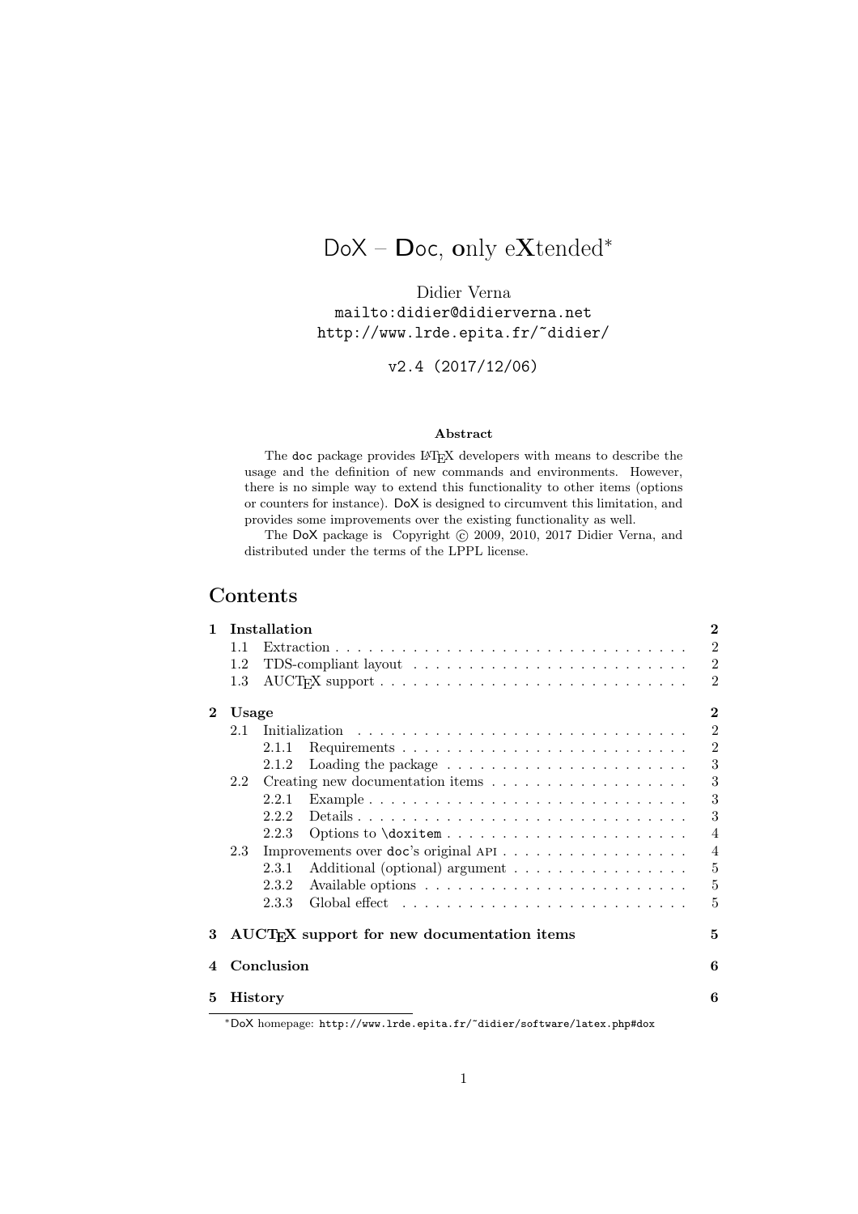# DoX – **D**oc, **o**nly e**X**tended*

Didier Verna
`mailto:didier@didierverna.net`
`http://www.lrde.epita.fr/~didier/`

`v2.4 (2017/12/06)`

**Abstract**

The `doc` package provides LaTeX developers with means to describe the usage and the definition of new commands and environments. However, there is no simple way to extend this functionality to other items (options or counters for instance). DoX is designed to circumvent this limitation, and provides some improvements over the existing functionality as well.

The DoX package is Copyright © 2009, 2010, 2017 Didier Verna, and distributed under the terms of the LPPL license.

## Contents

- **1 Installation** — 2
  - 1.1 Extraction — 2
  - 1.2 TDS-compliant layout — 2
  - 1.3 AUCTeX support — 2
- **2 Usage** — 2
  - 2.1 Initialization — 2
    - 2.1.1 Requirements — 2
    - 2.1.2 Loading the package — 3
  - 2.2 Creating new documentation items — 3
    - 2.2.1 Example — 3
    - 2.2.2 Details — 3
    - 2.2.3 Options to `\doxitem` — 4
  - 2.3 Improvements over `doc`'s original API — 4
    - 2.3.1 Additional (optional) argument — 5
    - 2.3.2 Available options — 5
    - 2.3.3 Global effect — 5
- **3 AUCTeX support for new documentation items** — 5
- **4 Conclusion** — 6
- **5 History** — 6

*DoX homepage: `http://www.lrde.epita.fr/~didier/software/latex.php#dox`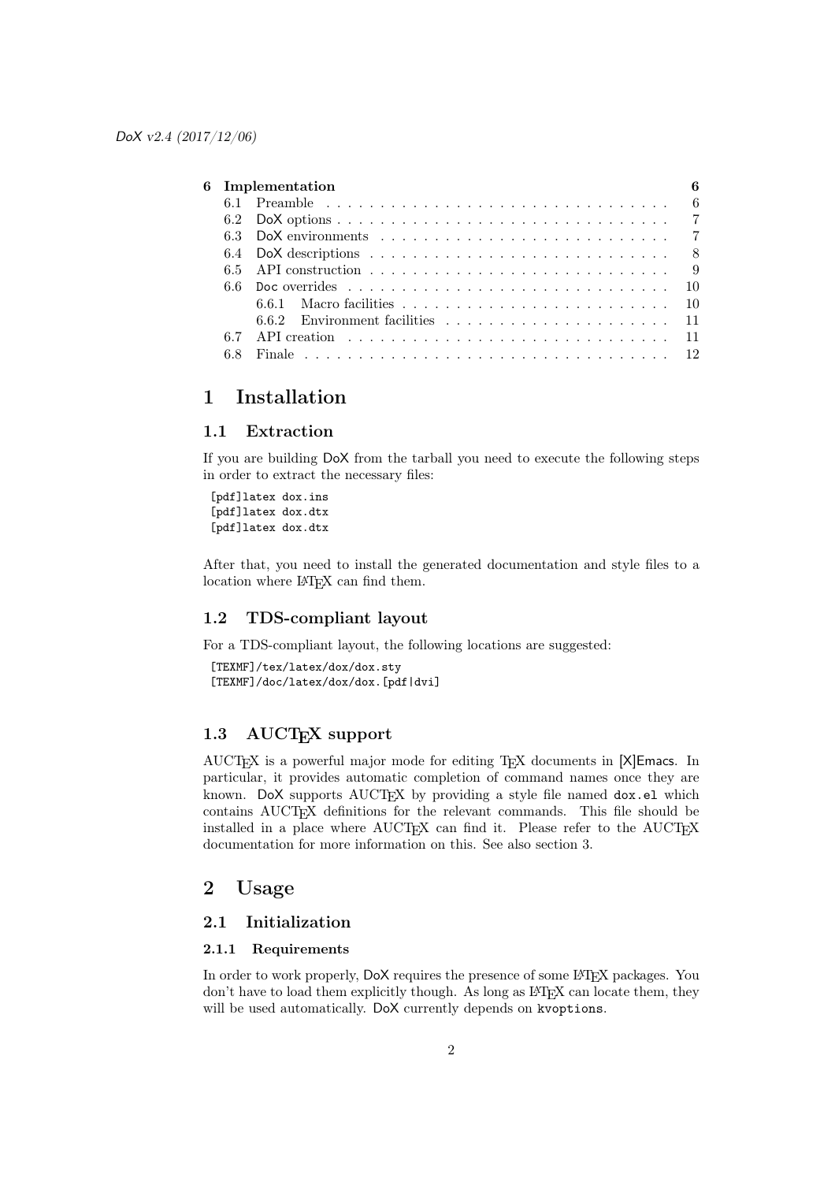| | | |
|---|---|---|
| **6** | **Implementation** | **6** |
| 6.1 | Preamble | 6 |
| 6.2 | DoX options | 7 |
| 6.3 | DoX environments | 7 |
| 6.4 | DoX descriptions | 8 |
| 6.5 | API construction | 9 |
| 6.6 | Doc overrides | 10 |
| 6.6.1 | Macro facilities | 10 |
| 6.6.2 | Environment facilities | 11 |
| 6.7 | API creation | 11 |
| 6.8 | Finale | 12 |

# 1 Installation

## 1.1 Extraction

If you are building DoX from the tarball you need to execute the following steps in order to extract the necessary files:

```
[pdf]latex dox.ins
[pdf]latex dox.dtx
[pdf]latex dox.dtx
```

After that, you need to install the generated documentation and style files to a location where LaTeX can find them.

## 1.2 TDS-compliant layout

For a TDS-compliant layout, the following locations are suggested:

```
[TEXMF]/tex/latex/dox/dox.sty
[TEXMF]/doc/latex/dox/dox.[pdf|dvi]
```

## 1.3 AUCTeX support

AUCTeX is a powerful major mode for editing TeX documents in [X]Emacs. In particular, it provides automatic completion of command names once they are known. DoX supports AUCTeX by providing a style file named `dox.el` which contains AUCTeX definitions for the relevant commands. This file should be installed in a place where AUCTeX can find it. Please refer to the AUCTeX documentation for more information on this. See also section 3.

# 2 Usage

## 2.1 Initialization

### 2.1.1 Requirements

In order to work properly, DoX requires the presence of some LaTeX packages. You don't have to load them explicitly though. As long as LaTeX can locate them, they will be used automatically. DoX currently depends on `kvoptions`.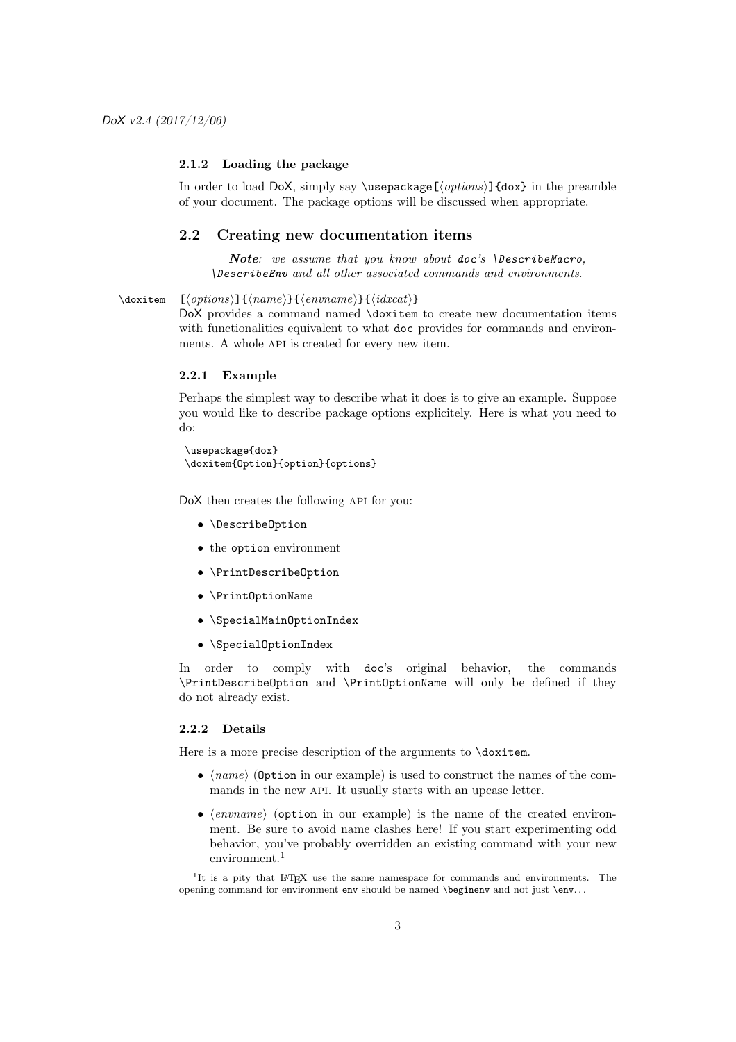### 2.1.2 Loading the package

In order to load DoX, simply say `\usepackage[⟨options⟩]{dox}` in the preamble of your document. The package options will be discussed when appropriate.

## 2.2 Creating new documentation items

> ***Note:*** *we assume that you know about* ***doc****'s* `\DescribeMacro`*,* `\DescribeEnv` *and all other associated commands and environments.*

`\doxitem` `[⟨options⟩]{⟨name⟩}{⟨envname⟩}{⟨idxcat⟩}`

DoX provides a command named `\doxitem` to create new documentation items with functionalities equivalent to what `doc` provides for commands and environments. A whole API is created for every new item.

### 2.2.1 Example

Perhaps the simplest way to describe what it does is to give an example. Suppose you would like to describe package options explicitely. Here is what you need to do:

```
\usepackage{dox}
\doxitem{Option}{option}{options}
```

DoX then creates the following API for you:

- `\DescribeOption`
- the `option` environment
- `\PrintDescribeOption`
- `\PrintOptionName`
- `\SpecialMainOptionIndex`
- `\SpecialOptionIndex`

In order to comply with `doc`'s original behavior, the commands `\PrintDescribeOption` and `\PrintOptionName` will only be defined if they do not already exist.

### 2.2.2 Details

Here is a more precise description of the arguments to `\doxitem`.

- ⟨*name*⟩ (`Option` in our example) is used to construct the names of the commands in the new API. It usually starts with an upcase letter.
- ⟨*envname*⟩ (`option` in our example) is the name of the created environment. Be sure to avoid name clashes here! If you start experimenting odd behavior, you've probably overridden an existing command with your new environment.[1]

[1] It is a pity that LaTeX use the same namespace for commands and environments. The opening command for environment `env` should be named `\beginenv` and not just `\env`...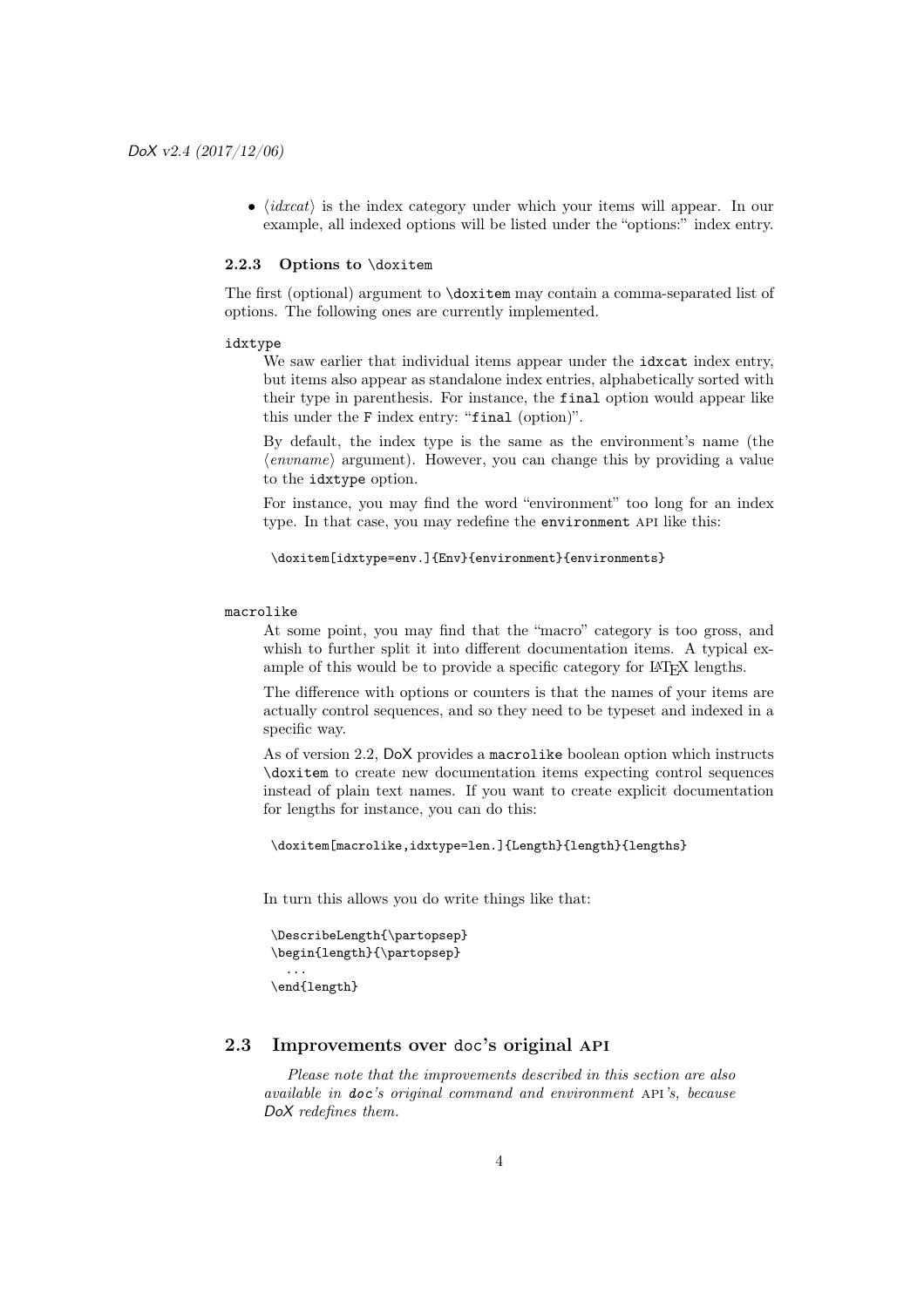- ⟨*idxcat*⟩ is the index category under which your items will appear. In our example, all indexed options will be listed under the "options:" index entry.

### 2.2.3 Options to `\doxitem`

The first (optional) argument to `\doxitem` may contain a comma-separated list of options. The following ones are currently implemented.

`idxtype`

We saw earlier that individual items appear under the `idxcat` index entry, but items also appear as standalone index entries, alphabetically sorted with their type in parenthesis. For instance, the `final` option would appear like this under the `F` index entry: "`final` (option)".

By default, the index type is the same as the environment's name (the ⟨*envname*⟩ argument). However, you can change this by providing a value to the `idxtype` option.

For instance, you may find the word "environment" too long for an index type. In that case, you may redefine the `environment` API like this:

```
\doxitem[idxtype=env.]{Env}{environment}{environments}
```

`macrolike`

At some point, you may find that the "macro" category is too gross, and whish to further split it into different documentation items. A typical example of this would be to provide a specific category for LaTeX lengths.

The difference with options or counters is that the names of your items are actually control sequences, and so they need to be typeset and indexed in a specific way.

As of version 2.2, DoX provides a `macrolike` boolean option which instructs `\doxitem` to create new documentation items expecting control sequences instead of plain text names. If you want to create explicit documentation for lengths for instance, you can do this:

```
\doxitem[macrolike,idxtype=len.]{Length}{length}{lengths}
```

In turn this allows you do write things like that:

```
\DescribeLength{\partopsep}
\begin{length}{\partopsep}
  ...
\end{length}
```

## 2.3 Improvements over doc's original API

*Please note that the improvements described in this section are also available in* **doc***'s original command and environment* API*'s, because* DoX *redefines them.*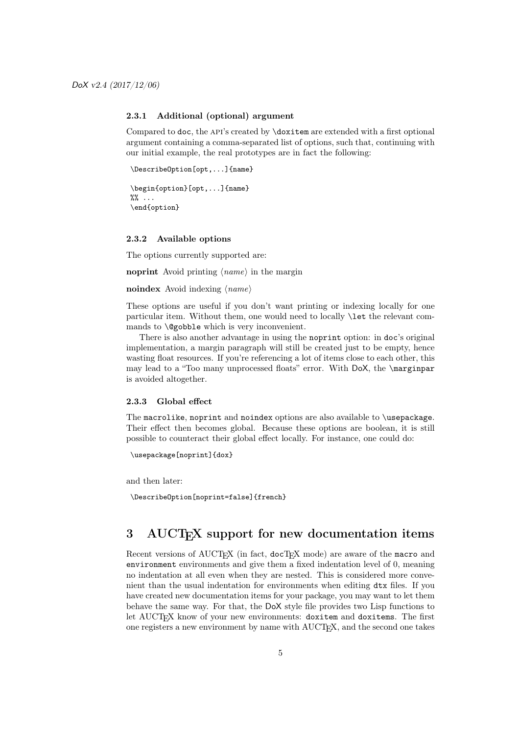### 2.3.1 Additional (optional) argument

Compared to `doc`, the API's created by `\doxitem` are extended with a first optional argument containing a comma-separated list of options, such that, continuing with our initial example, the real prototypes are in fact the following:

```
\DescribeOption[opt,...]{name}

\begin{option}[opt,...]{name}
%% ...
\end{option}
```

### 2.3.2 Available options

The options currently supported are:

**noprint** Avoid printing ⟨*name*⟩ in the margin

**noindex** Avoid indexing ⟨*name*⟩

These options are useful if you don't want printing or indexing locally for one particular item. Without them, one would need to locally `\let` the relevant commands to `\@gobble` which is very inconvenient.

There is also another advantage in using the `noprint` option: in `doc`'s original implementation, a margin paragraph will still be created just to be empty, hence wasting float resources. If you're referencing a lot of items close to each other, this may lead to a "Too many unprocessed floats" error. With DoX, the `\marginpar` is avoided altogether.

### 2.3.3 Global effect

The `macrolike`, `noprint` and `noindex` options are also available to `\usepackage`. Their effect then becomes global. Because these options are boolean, it is still possible to counteract their global effect locally. For instance, one could do:

```
\usepackage[noprint]{dox}
```

and then later:

```
\DescribeOption[noprint=false]{french}
```

## 3 AUCTeX support for new documentation items

Recent versions of AUCTeX (in fact, docTeX mode) are aware of the `macro` and `environment` environments and give them a fixed indentation level of 0, meaning no indentation at all even when they are nested. This is considered more convenient than the usual indentation for environments when editing `dtx` files. If you have created new documentation items for your package, you may want to let them behave the same way. For that, the DoX style file provides two Lisp functions to let AUCTeX know of your new environments: `doxitem` and `doxitems`. The first one registers a new environment by name with AUCTeX, and the second one takes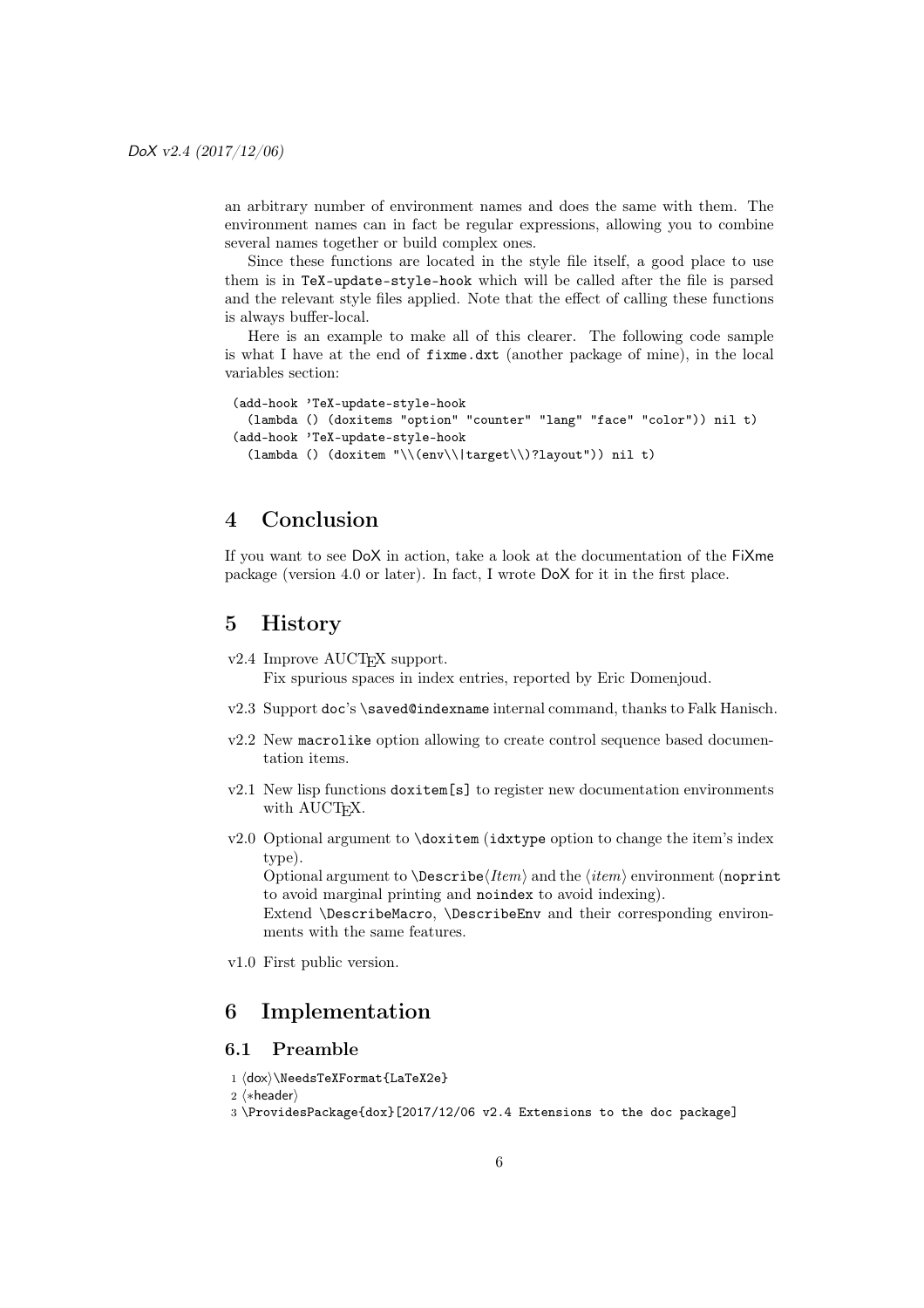an arbitrary number of environment names and does the same with them. The environment names can in fact be regular expressions, allowing you to combine several names together or build complex ones.

Since these functions are located in the style file itself, a good place to use them is in `TeX-update-style-hook` which will be called after the file is parsed and the relevant style files applied. Note that the effect of calling these functions is always buffer-local.

Here is an example to make all of this clearer. The following code sample is what I have at the end of `fixme.dxt` (another package of mine), in the local variables section:

```
(add-hook 'TeX-update-style-hook
  (lambda () (doxitems "option" "counter" "lang" "face" "color")) nil t)
(add-hook 'TeX-update-style-hook
  (lambda () (doxitem "\\(env\\|target\\)?layout")) nil t)
```

# 4 Conclusion

If you want to see DoX in action, take a look at the documentation of the FiXme package (version 4.0 or later). In fact, I wrote DoX for it in the first place.

# 5 History

- v2.4 Improve AUCTeX support.
  Fix spurious spaces in index entries, reported by Eric Domenjoud.
- v2.3 Support doc's `\saved@indexname` internal command, thanks to Falk Hanisch.
- v2.2 New `macrolike` option allowing to create control sequence based documentation items.
- v2.1 New lisp functions `doxitem[s]` to register new documentation environments with AUCTeX.
- v2.0 Optional argument to `\doxitem` (`idxtype` option to change the item's index type).
  Optional argument to `\Describe`⟨*Item*⟩ and the ⟨*item*⟩ environment (`noprint` to avoid marginal printing and `noindex` to avoid indexing).
  Extend `\DescribeMacro`, `\DescribeEnv` and their corresponding environments with the same features.
- v1.0 First public version.

# 6 Implementation

## 6.1 Preamble

```
1 ⟨dox⟩\NeedsTeXFormat{LaTeX2e}
2 ⟨*header⟩
3 \ProvidesPackage{dox}[2017/12/06 v2.4 Extensions to the doc package]
```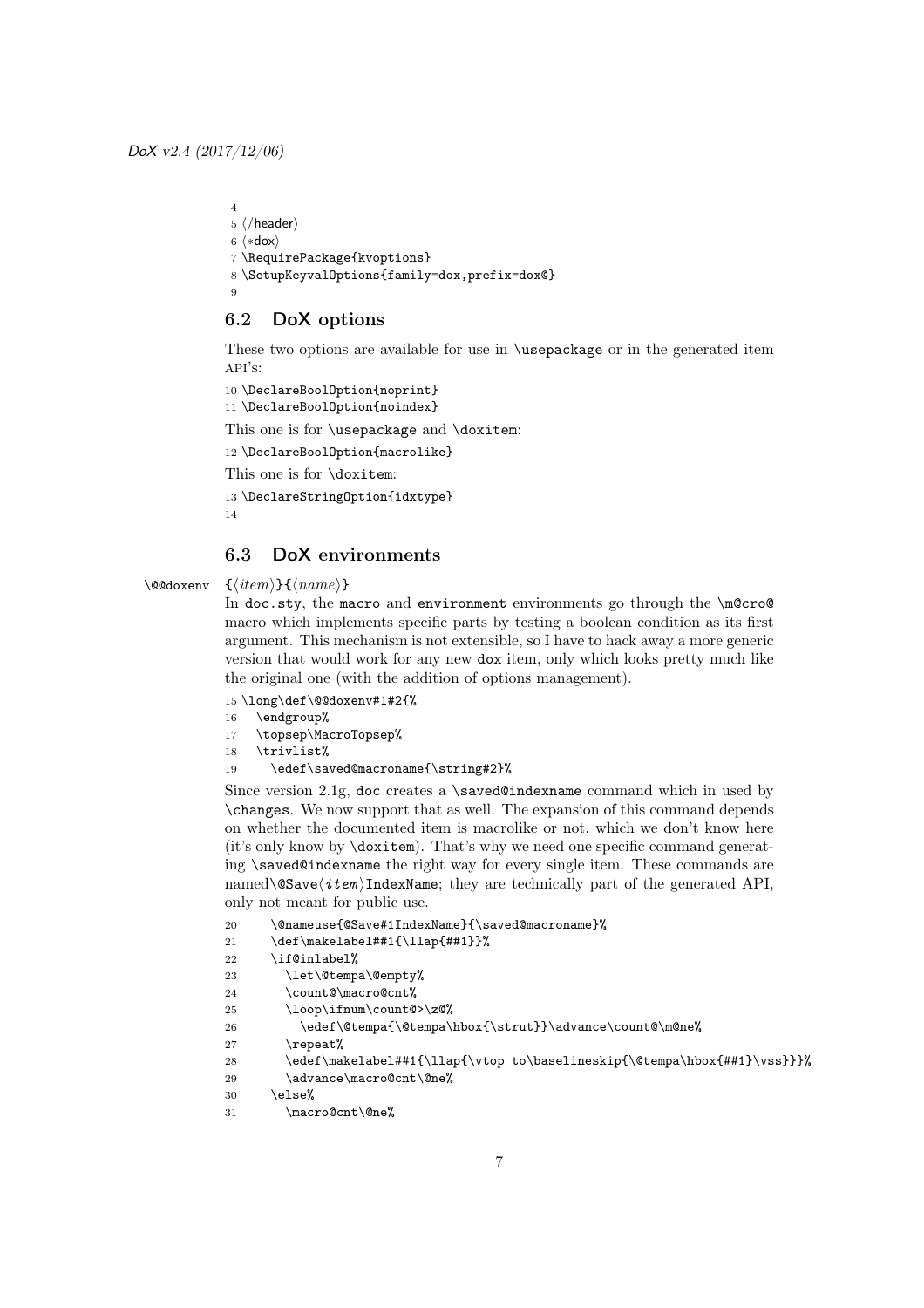```
4
5 ⟨/header⟩
6 ⟨*dox⟩
7 \RequirePackage{kvoptions}
8 \SetupKeyvalOptions{family=dox,prefix=dox@}
9
```

## 6.2 DoX options

These two options are available for use in `\usepackage` or in the generated item API's:

```
10 \DeclareBoolOption{noprint}
11 \DeclareBoolOption{noindex}
```

This one is for `\usepackage` and `\doxitem`:

```
12 \DeclareBoolOption{macrolike}
```

This one is for `\doxitem`:

```
13 \DeclareStringOption{idxtype}
14
```

## 6.3 DoX environments

`\@@doxenv` {⟨*item*⟩}{⟨*name*⟩}

In `doc.sty`, the `macro` and `environment` environments go through the `\m@cro@` macro which implements specific parts by testing a boolean condition as its first argument. This mechanism is not extensible, so I have to hack away a more generic version that would work for any new `dox` item, only which looks pretty much like the original one (with the addition of options management).

```
15 \long\def\@@doxenv#1#2{%
16   \endgroup%
17   \topsep\MacroTopsep%
18   \trivlist%
19     \edef\saved@macroname{\string#2}%
```

Since version 2.1g, `doc` creates a `\saved@indexname` command which in used by `\changes`. We now support that as well. The expansion of this command depends on whether the documented item is macrolike or not, which we don't know here (it's only know by `\doxitem`). That's why we need one specific command generating `\saved@indexname` the right way for every single item. These commands are named`\@Save`⟨*item*⟩`IndexName`; they are technically part of the generated API, only not meant for public use.

```
20     \@nameuse{@Save#1IndexName}{\saved@macroname}%
21     \def\makelabel##1{\llap{##1}}%
22     \if@inlabel%
23       \let\@tempa\@empty%
24       \count@\macro@cnt%
25       \loop\ifnum\count@>\z@%
26         \edef\@tempa{\@tempa\hbox{\strut}}\advance\count@\m@ne%
27       \repeat%
28       \edef\makelabel##1{\llap{\vtop to\baselineskip{\@tempa\hbox{##1}\vss}}}%
29       \advance\macro@cnt\@ne%
30     \else%
31       \macro@cnt\@ne%
```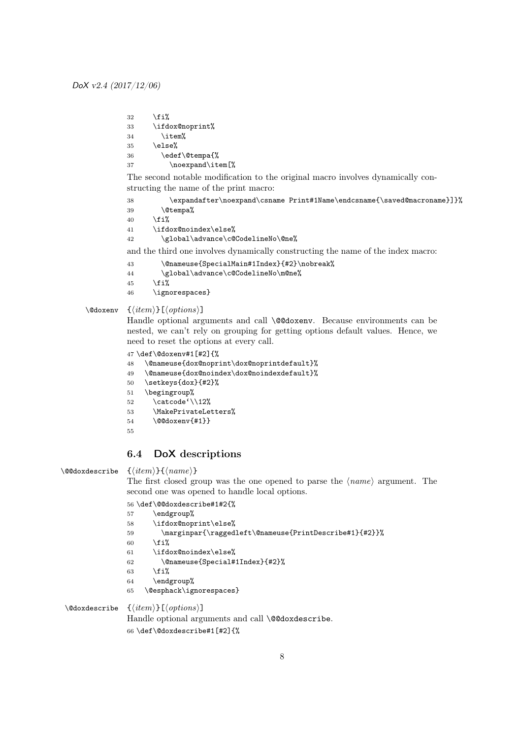```
32     \fi%
33     \ifdox@noprint%
34       \item%
35     \else%
36       \edef\@tempa{%
37         \noexpand\item[%
```

The second notable modification to the original macro involves dynamically constructing the name of the print macro:

```
38           \expandafter\noexpand\csname Print#1Name\endcsname{\saved@macroname}]}%
39       \@tempa%
40     \fi%
41     \ifdox@noindex\else%
42       \global\advance\c@CodelineNo\@ne%
```

and the third one involves dynamically constructing the name of the index macro:

```
43       \@nameuse{SpecialMain#1Index}{#2}\nobreak%
44       \global\advance\c@CodelineNo\m@ne%
45     \fi%
46     \ignorespaces}
```

\@doxenv {⟨*item*⟩}[⟨*options*⟩]

Handle optional arguments and call `\@@doxenv`. Because environments can be nested, we can't rely on grouping for getting options default values. Hence, we need to reset the options at every call.

```
47 \def\@doxenv#1[#2]{%
48   \@nameuse{dox@noprint\dox@noprintdefault}%
49   \@nameuse{dox@noindex\dox@noindexdefault}%
50   \setkeys{dox}{#2}%
51   \begingroup%
52     \catcode`\\12%
53     \MakePrivateLetters%
54     \@@doxenv{#1}}
55
```

## 6.4 DoX descriptions

\@@doxdescribe {⟨*item*⟩}{⟨*name*⟩}

The first closed group was the one opened to parse the ⟨*name*⟩ argument. The second one was opened to handle local options.

```
56 \def\@@doxdescribe#1#2{%
57     \endgroup%
58     \ifdox@noprint\else%
59       \marginpar{\raggedleft\@nameuse{PrintDescribe#1}{#2}}%
60     \fi%
61     \ifdox@noindex\else%
62       \@nameuse{Special#1Index}{#2}%
63     \fi%
64     \endgroup%
65   \@esphack\ignorespaces}
```

\@doxdescribe {⟨*item*⟩}[⟨*options*⟩]

Handle optional arguments and call `\@@doxdescribe`.

```
66 \def\@doxdescribe#1[#2]{%
```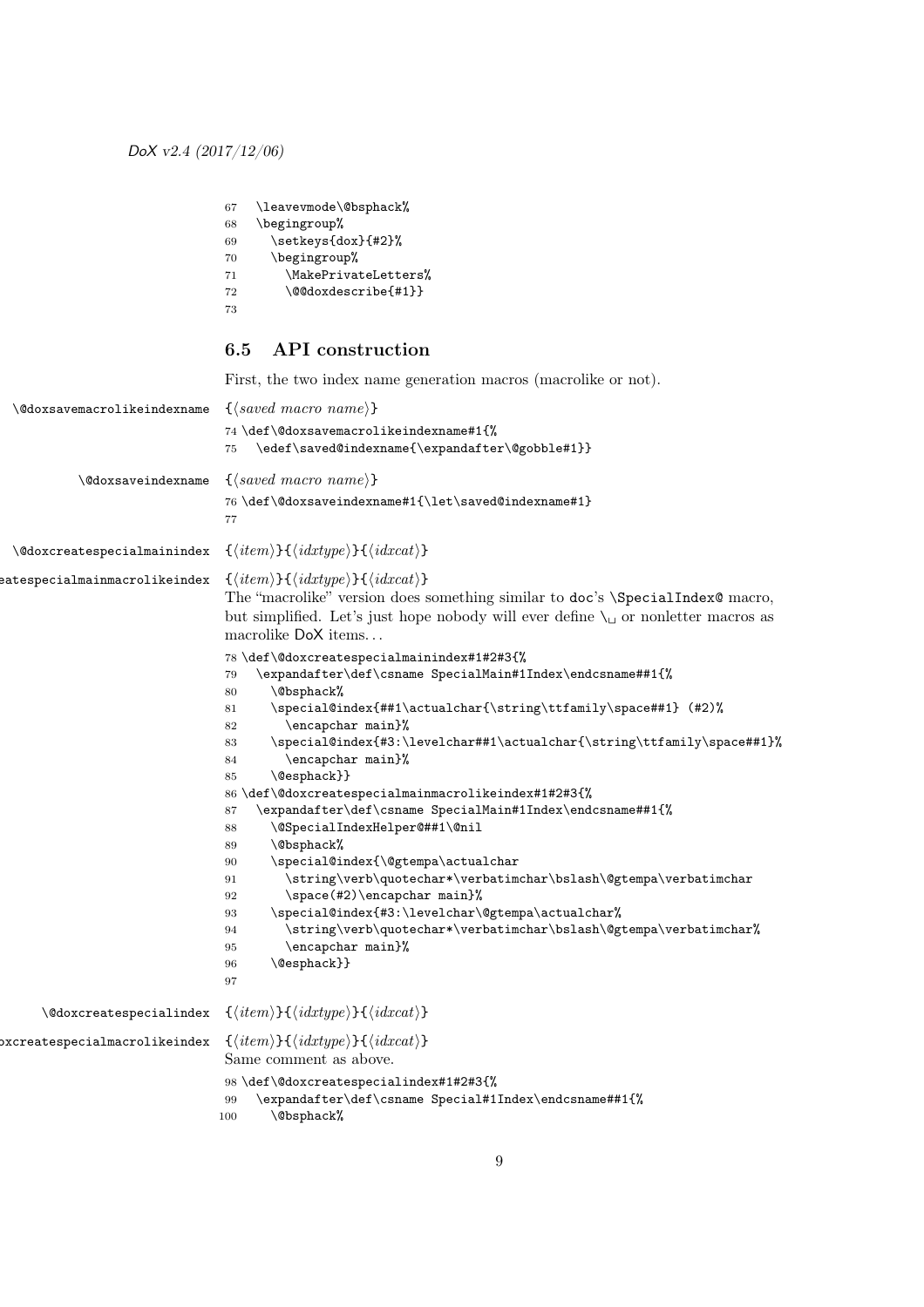```
67   \leavevmode\@bsphack%
68   \begingroup%
69     \setkeys{dox}{#2}%
70     \begingroup%
71       \MakePrivateLetters%
72       \@@doxdescribe{#1}}
73
```

### 6.5 API construction

First, the two index name generation macros (macrolike or not).

`\@doxsavemacrolikeindexname` {⟨*saved macro name*⟩}

```
74 \def\@doxsavemacrolikeindexname#1{%
75   \edef\saved@indexname{\expandafter\@gobble#1}}
```

`\@doxsaveindexname` {⟨*saved macro name*⟩}

```
76 \def\@doxsaveindexname#1{\let\saved@indexname#1}
77
```

`\@doxcreatespecialmainindex` {⟨*item*⟩}{⟨*idxtype*⟩}{⟨*idxcat*⟩}

`\@doxcreatespecialmainmacrolikeindex` {⟨*item*⟩}{⟨*idxtype*⟩}{⟨*idxcat*⟩}

The "macrolike" version does something similar to `doc`'s `\SpecialIndex@` macro, but simplified. Let's just hope nobody will ever define `\␣` or nonletter macros as macrolike DoX items…

```
78 \def\@doxcreatespecialmainindex#1#2#3{%
79   \expandafter\def\csname SpecialMain#1Index\endcsname##1{%
80     \@bsphack%
81     \special@index{##1\actualchar{\string\ttfamily\space##1} (#2)%
82       \encapchar main}%
83     \special@index{#3:\levelchar##1\actualchar{\string\ttfamily\space##1}%
84       \encapchar main}%
85     \@esphack}}
86 \def\@doxcreatespecialmainmacrolikeindex#1#2#3{%
87   \expandafter\def\csname SpecialMain#1Index\endcsname##1{%
88     \@SpecialIndexHelper@##1\@nil
89     \@bsphack%
90     \special@index{\@gtempa\actualchar
91       \string\verb\quotechar*\verbatimchar\bslash\@gtempa\verbatimchar
92       \space(#2)\encapchar main}%
93     \special@index{#3:\levelchar\@gtempa\actualchar%
94       \string\verb\quotechar*\verbatimchar\bslash\@gtempa\verbatimchar%
95       \encapchar main}%
96     \@esphack}}
97
```

`\@doxcreatespecialindex` {⟨*item*⟩}{⟨*idxtype*⟩}{⟨*idxcat*⟩}

`\@doxcreatespecialmacrolikeindex` {⟨*item*⟩}{⟨*idxtype*⟩}{⟨*idxcat*⟩}

Same comment as above.

```
98 \def\@doxcreatespecialindex#1#2#3{%
99   \expandafter\def\csname Special#1Index\endcsname##1{%
100    \@bsphack%
```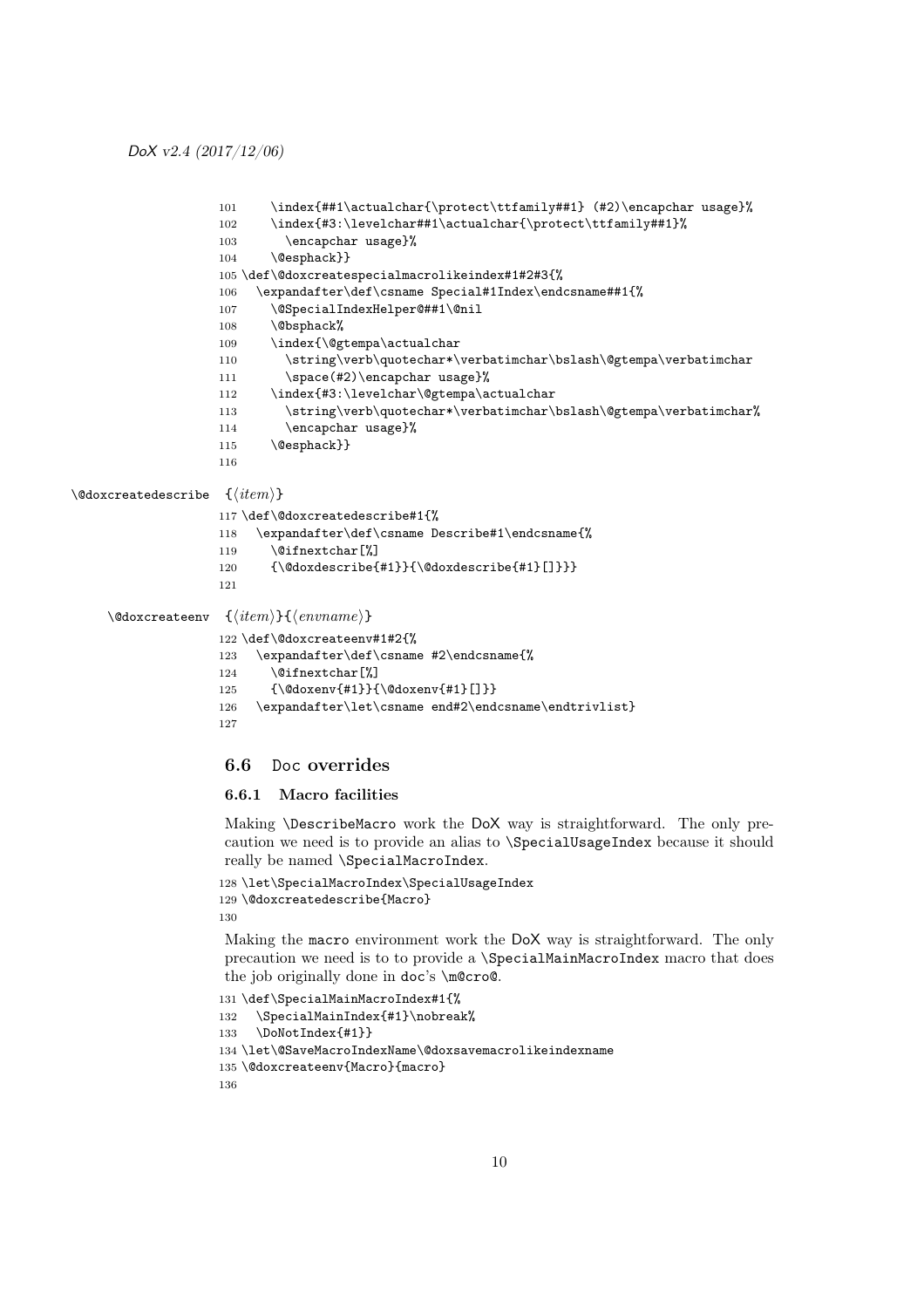```
101     \index{##1\actualchar{\protect\ttfamily##1} (#2)\encapchar usage}%
102     \index{#3:\levelchar##1\actualchar{\protect\ttfamily##1}%
103       \encapchar usage}%
104     \@esphack}}
105 \def\@doxcreatespecialmacrolikeindex#1#2#3{%
106   \expandafter\def\csname Special#1Index\endcsname##1{%
107     \@SpecialIndexHelper@##1\@nil
108     \@bsphack%
109     \index{\@gtempa\actualchar
110       \string\verb\quotechar*\verbatimchar\bslash\@gtempa\verbatimchar
111       \space(#2)\encapchar usage}%
112     \index{#3:\levelchar\@gtempa\actualchar
113       \string\verb\quotechar*\verbatimchar\bslash\@gtempa\verbatimchar%
114       \encapchar usage}%
115     \@esphack}}
116
```

`\@doxcreatedescribe` {⟨*item*⟩}

```
117 \def\@doxcreatedescribe#1{%
118   \expandafter\def\csname Describe#1\endcsname{%
119     \@ifnextchar[%]
120     {\@doxdescribe{#1}}{\@doxdescribe{#1}[]}}}
121
```

`\@doxcreateenv` {⟨*item*⟩}{⟨*envname*⟩}

```
122 \def\@doxcreateenv#1#2{%
123   \expandafter\def\csname #2\endcsname{%
124     \@ifnextchar[%]
125     {\@doxenv{#1}}{\@doxenv{#1}[]}}
126   \expandafter\let\csname end#2\endcsname\endtrivlist}
127
```

## 6.6 Doc overrides

### 6.6.1 Macro facilities

Making `\DescribeMacro` work the DoX way is straightforward. The only precaution we need is to provide an alias to `\SpecialUsageIndex` because it should really be named `\SpecialMacroIndex`.

```
128 \let\SpecialMacroIndex\SpecialUsageIndex
129 \@doxcreatedescribe{Macro}
130
```

Making the `macro` environment work the DoX way is straightforward. The only precaution we need is to to provide a `\SpecialMainMacroIndex` macro that does the job originally done in `doc`'s `\m@cro@`.

```
131 \def\SpecialMainMacroIndex#1{%
132   \SpecialMainIndex{#1}\nobreak%
133   \DoNotIndex{#1}}
134 \let\@SaveMacroIndexName\@doxsavemacrolikeindexname
135 \@doxcreateenv{Macro}{macro}
136
```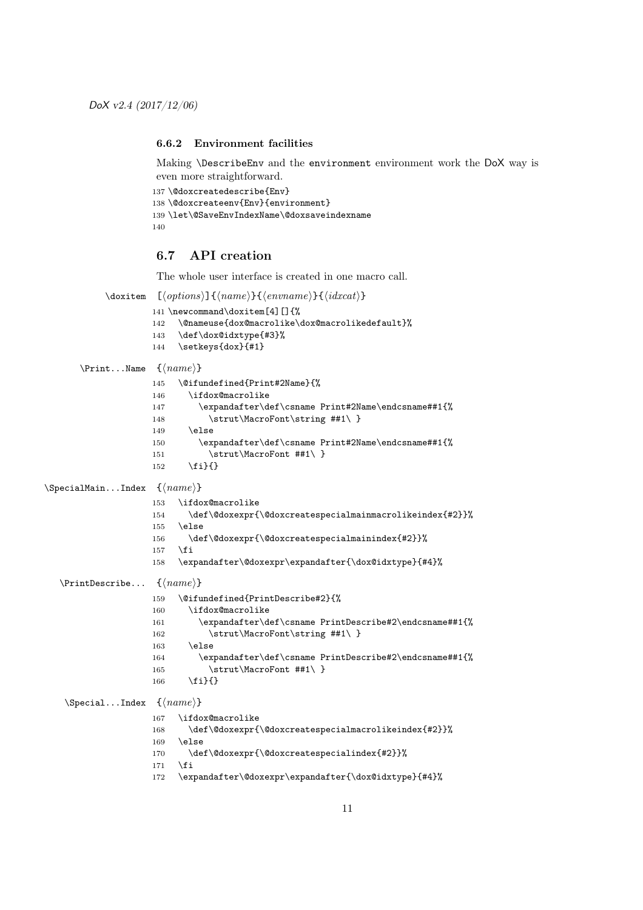### 6.6.2 Environment facilities

Making `\DescribeEnv` and the `environment` environment work the DoX way is even more straightforward.

```
137 \@doxcreatedescribe{Env}
138 \@doxcreateenv{Env}{environment}
139 \let\@SaveEnvIndexName\@doxsaveindexname
140
```

## 6.7 API creation

The whole user interface is created in one macro call.

`\doxitem` `[`⟨*options*⟩`]{`⟨*name*⟩`}{`⟨*envname*⟩`}{`⟨*idxcat*⟩`}`

```
141 \newcommand\doxitem[4][]{%
142   \@nameuse{dox@macrolike\dox@macrolikedefault}%
143   \def\dox@idxtype{#3}%
144   \setkeys{dox}{#1}
```

`\Print...Name` `{`⟨*name*⟩`}`

```
145   \@ifundefined{Print#2Name}{%
146     \ifdox@macrolike
147       \expandafter\def\csname Print#2Name\endcsname##1{%
148         \strut\MacroFont\string ##1\ }
149     \else
150       \expandafter\def\csname Print#2Name\endcsname##1{%
151         \strut\MacroFont ##1\ }
152     \fi}{}
```

`\SpecialMain...Index` `{`⟨*name*⟩`}`

```
153   \ifdox@macrolike
154     \def\@doxexpr{\@doxcreatespecialmainmacrolikeindex{#2}}%
155   \else
156     \def\@doxexpr{\@doxcreatespecialmainindex{#2}}%
157   \fi
158   \expandafter\@doxexpr\expandafter{\dox@idxtype}{#4}%
```

`\PrintDescribe...` `{`⟨*name*⟩`}`

```
159   \@ifundefined{PrintDescribe#2}{%
160     \ifdox@macrolike
161       \expandafter\def\csname PrintDescribe#2\endcsname##1{%
162         \strut\MacroFont\string ##1\ }
163     \else
164       \expandafter\def\csname PrintDescribe#2\endcsname##1{%
165         \strut\MacroFont ##1\ }
166     \fi}{}
```

`\Special...Index` `{`⟨*name*⟩`}`

```
167   \ifdox@macrolike
168     \def\@doxexpr{\@doxcreatespecialmacrolikeindex{#2}}%
169   \else
170     \def\@doxexpr{\@doxcreatespecialindex{#2}}%
171   \fi
172   \expandafter\@doxexpr\expandafter{\dox@idxtype}{#4}%
```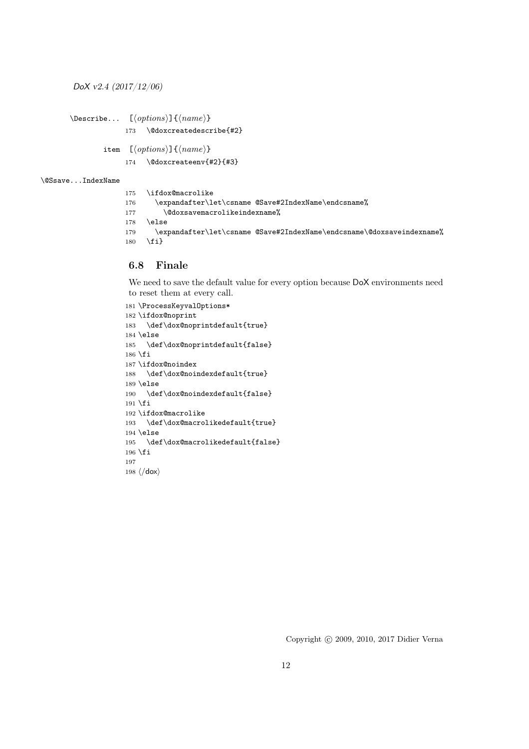\Describe...  [⟨options⟩]{⟨name⟩}

```
173   \@doxcreatedescribe{#2}
```

item  [⟨options⟩]{⟨name⟩}

```
174   \@doxcreateenv{#2}{#3}
```

\@Ssave...IndexName

```
175   \ifdox@macrolike
176     \expandafter\let\csname @Save#2IndexName\endcsname%
177       \@doxsavemacrolikeindexname%
178   \else
179     \expandafter\let\csname @Save#2IndexName\endcsname\@doxsaveindexname%
180   \fi}
```

## 6.8 Finale

We need to save the default value for every option because DoX environments need to reset them at every call.

```
181 \ProcessKeyvalOptions*
182 \ifdox@noprint
183   \def\dox@noprintdefault{true}
184 \else
185   \def\dox@noprintdefault{false}
186 \fi
187 \ifdox@noindex
188   \def\dox@noindexdefault{true}
189 \else
190   \def\dox@noindexdefault{false}
191 \fi
192 \ifdox@macrolike
193   \def\dox@macrolikedefault{true}
194 \else
195   \def\dox@macrolikedefault{false}
196 \fi
197
198 ⟨/dox⟩
```

Copyright © 2009, 2010, 2017 Didier Verna